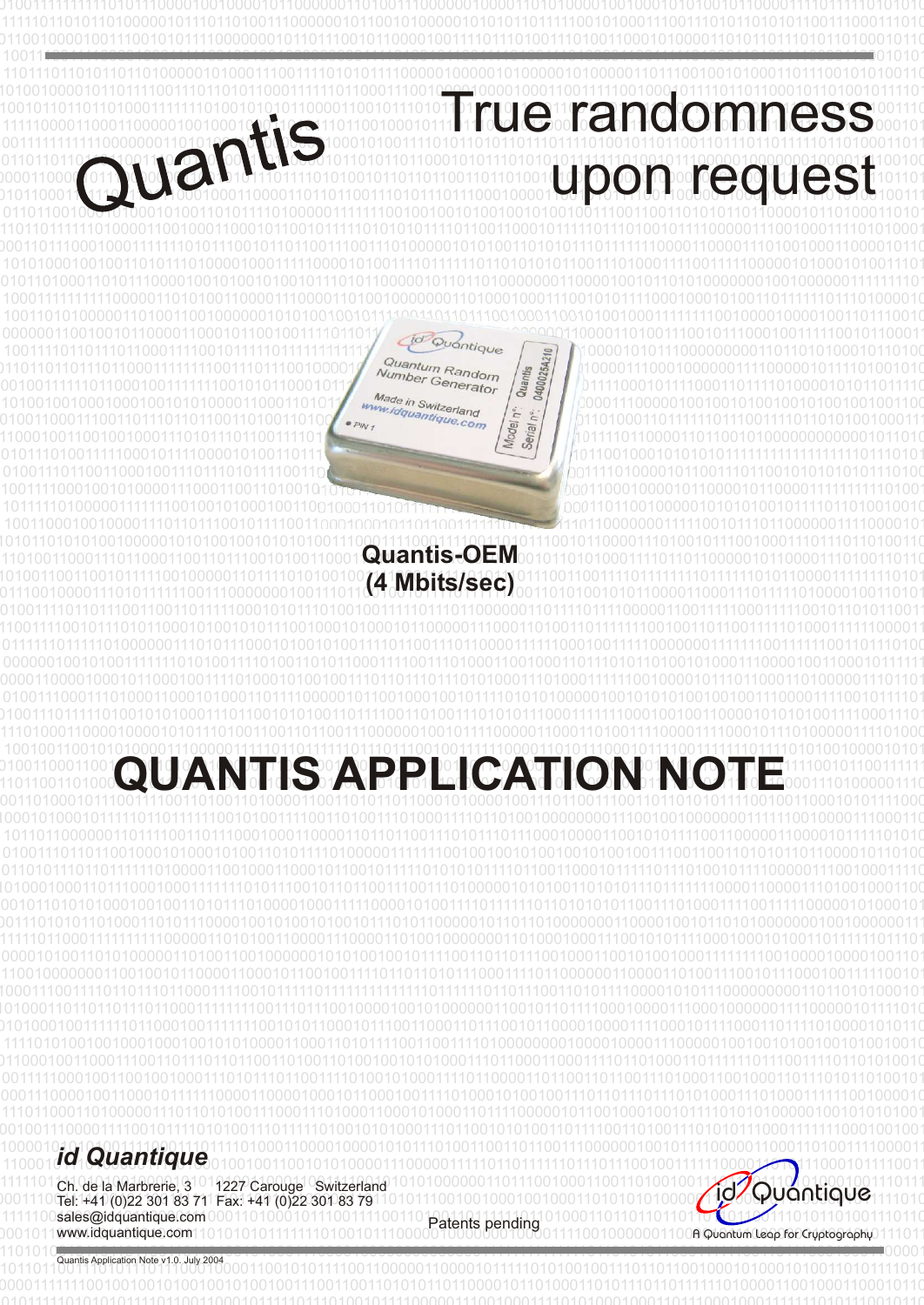# Quantis

## True randomness upon request

**Quantis-OEM**
**(4 Mbits/sec)**

# QUANTIS APPLICATION NOTE

***id Quantique***

Ch. de la Marbrerie, 3 1227 Carouge Switzerland
Tel: +41 (0)22 301 83 71 Fax: +41 (0)22 301 83 79
sales@idquantique.com
www.idquantique.com

Patents pending

A Quantum Leap for Cryptography

Quantis Application Note v1.0. July 2004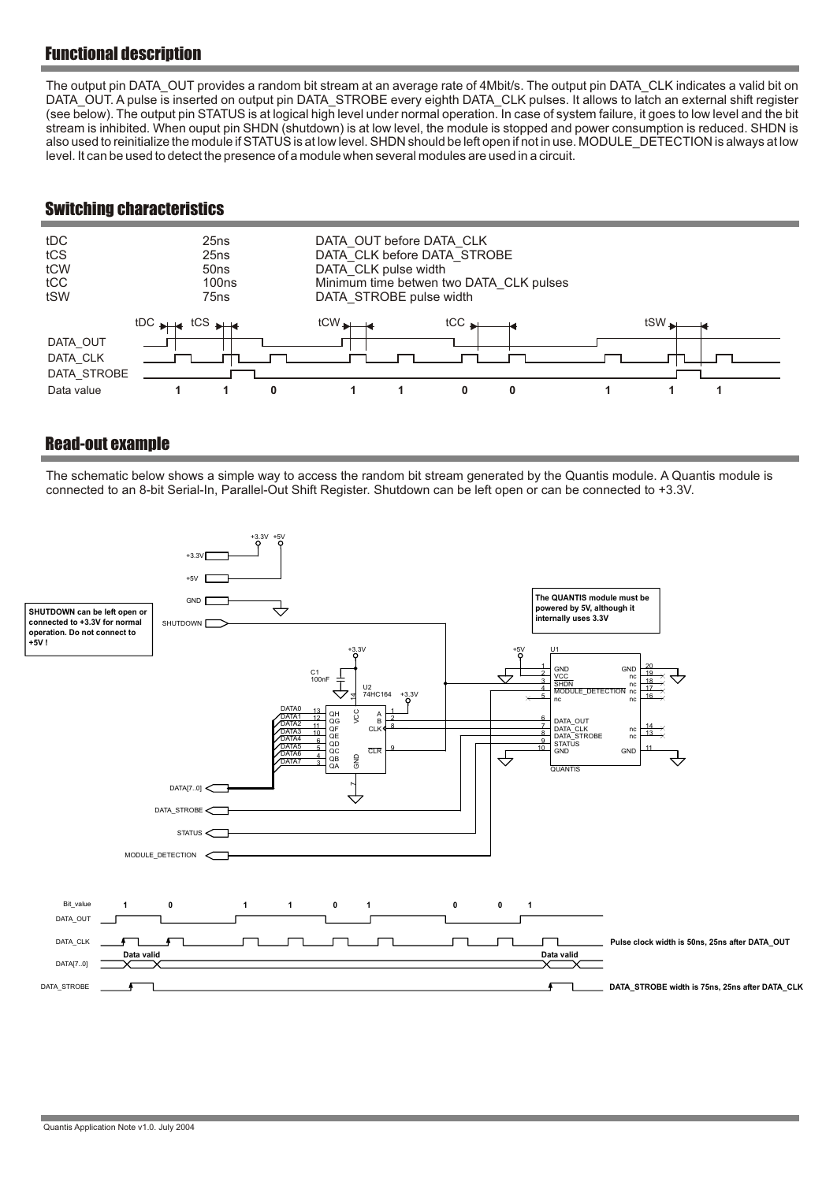## Functional description

The output pin DATA_OUT provides a random bit stream at an average rate of 4Mbit/s. The output pin DATA_CLK indicates a valid bit on DATA_OUT. A pulse is inserted on output pin DATA_STROBE every eighth DATA_CLK pulses. It allows to latch an external shift register (see below). The output pin STATUS is at logical high level under normal operation. In case of system failure, it goes to low level and the bit stream is inhibited. When ouput pin SHDN (shutdown) is at low level, the module is stopped and power consumption is reduced. SHDN is also used to reinitialize the module if STATUS is at low level. SHDN should be left open if not in use. MODULE_DETECTION is always at low level. It can be used to detect the presence of a module when several modules are used in a circuit.

## Switching characteristics

| | | |
|---|---|---|
| tDC | 25ns | DATA_OUT before DATA_CLK |
| tCS | 25ns | DATA_CLK before DATA_STROBE |
| tCW | 50ns | DATA_CLK pulse width |
| tCC | 100ns | Minimum time betwen two DATA_CLK pulses |
| tSW | 75ns | DATA_STROBE pulse width |

## Read-out example

The schematic below shows a simple way to access the random bit stream generated by the Quantis module. A Quantis module is connected to an 8-bit Serial-In, Parallel-Out Shift Register. Shutdown can be left open or can be connected to +3.3V.

**SHUTDOWN can be left open or connected to +3.3V for normal operation. Do not connect to +5V !**

**The QUANTIS module must be powered by 5V, although it internally uses 3.3V**

**Pulse clock width is 50ns, 25ns after DATA_OUT**

**DATA_STROBE width is 75ns, 25ns after DATA_CLK**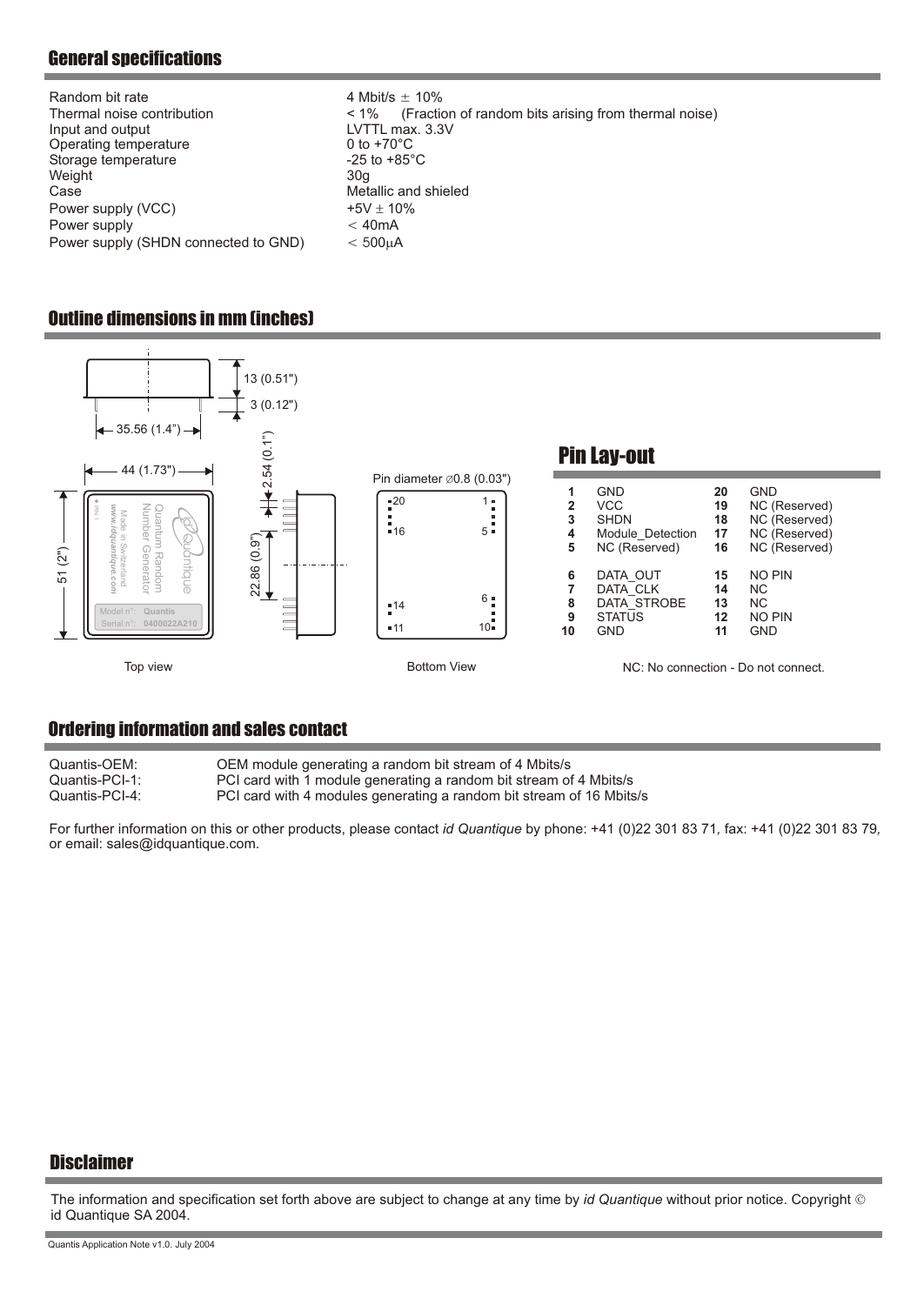## General specifications

| | |
|---|---|
| Random bit rate | 4 Mbit/s ± 10% |
| Thermal noise contribution | < 1% (Fraction of random bits arising from thermal noise) |
| Input and output | LVTTL max. 3.3V |
| Operating temperature | 0 to +70°C |
| Storage temperature | -25 to +85°C |
| Weight | 30g |
| Case | Metallic and shielded |
| Power supply (VCC) | +5V ± 10% |
| Power supply | < 40mA |
| Power supply (SHDN connected to GND) | < 500μA |

## Outline dimensions in mm (inches)

13 (0.51")
3 (0.12")
35.56 (1.4")
44 (1.73")
2.54 (0.1")
51 (2")
22.86 (0.9")
Pin diameter ∅0.8 (0.03")

Top view

Bottom View

## Pin Lay-out

| Pin | Function | Pin | Function |
|---|---|---|---|
| 1 | GND | 20 | GND |
| 2 | VCC | 19 | NC (Reserved) |
| 3 | SHDN | 18 | NC (Reserved) |
| 4 | Module_Detection | 17 | NC (Reserved) |
| 5 | NC (Reserved) | 16 | NC (Reserved) |
| 6 | DATA_OUT | 15 | NO PIN |
| 7 | DATA_CLK | 14 | NC |
| 8 | DATA_STROBE | 13 | NC |
| 9 | STATUS | 12 | NO PIN |
| 10 | GND | 11 | GND |

NC: No connection - Do not connect.

## Ordering information and sales contact

| | |
|---|---|
| Quantis-OEM: | OEM module generating a random bit stream of 4 Mbits/s |
| Quantis-PCI-1: | PCI card with 1 module generating a random bit stream of 4 Mbits/s |
| Quantis-PCI-4: | PCI card with 4 modules generating a random bit stream of 16 Mbits/s |

For further information on this or other products, please contact *id Quantique* by phone: +41 (0)22 301 83 71, fax: +41 (0)22 301 83 79, or email: sales@idquantique.com.

## Disclaimer

The information and specification set forth above are subject to change at any time by *id Quantique* without prior notice. Copyright © id Quantique SA 2004.